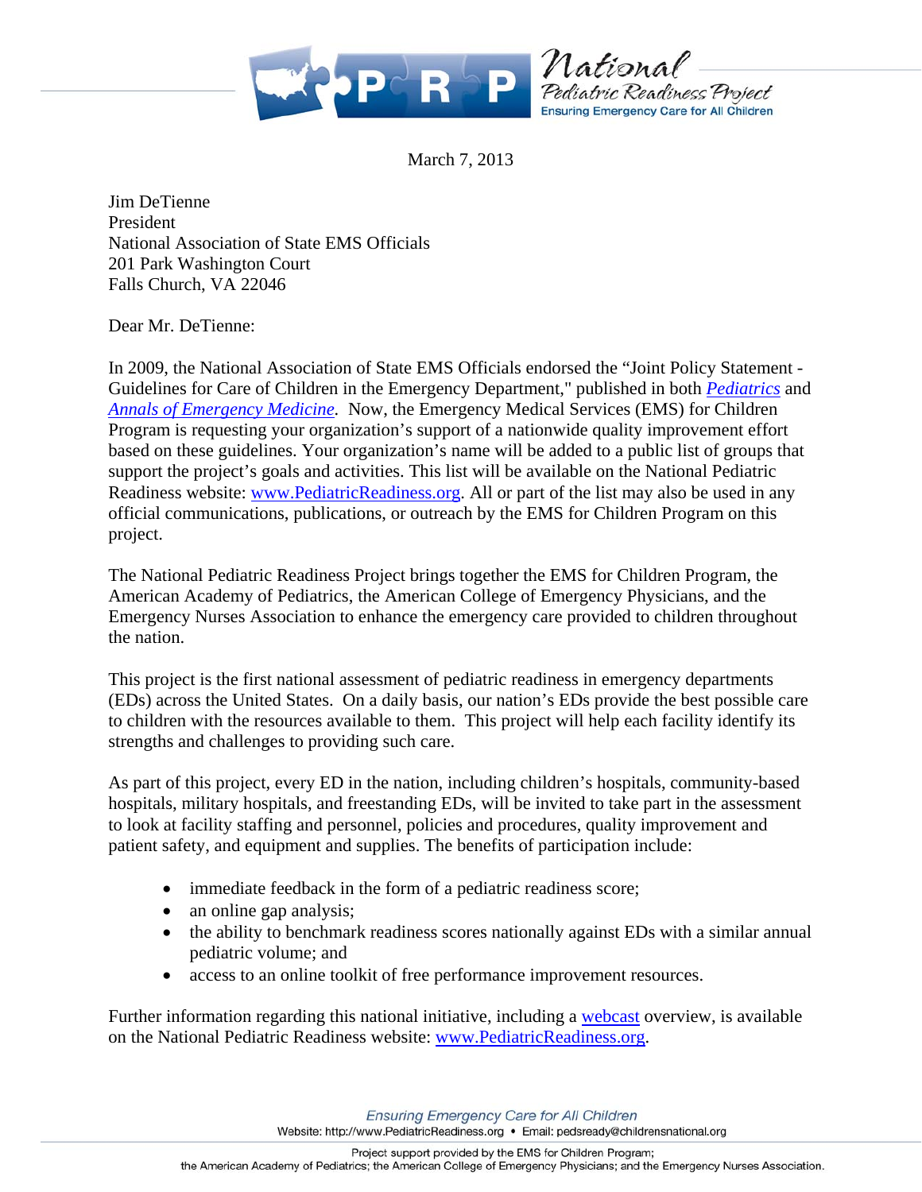March 7, 2013

Jim DeTienne
President
National Association of State EMS Officials
201 Park Washington Court
Falls Church, VA 22046

Dear Mr. DeTienne:

In 2009, the National Association of State EMS Officials endorsed the "Joint Policy Statement - Guidelines for Care of Children in the Emergency Department," published in both *Pediatrics* and *Annals of Emergency Medicine*. Now, the Emergency Medical Services (EMS) for Children Program is requesting your organization's support of a nationwide quality improvement effort based on these guidelines. Your organization's name will be added to a public list of groups that support the project's goals and activities. This list will be available on the National Pediatric Readiness website: www.PediatricReadiness.org. All or part of the list may also be used in any official communications, publications, or outreach by the EMS for Children Program on this project.

The National Pediatric Readiness Project brings together the EMS for Children Program, the American Academy of Pediatrics, the American College of Emergency Physicians, and the Emergency Nurses Association to enhance the emergency care provided to children throughout the nation.

This project is the first national assessment of pediatric readiness in emergency departments (EDs) across the United States. On a daily basis, our nation's EDs provide the best possible care to children with the resources available to them. This project will help each facility identify its strengths and challenges to providing such care.

As part of this project, every ED in the nation, including children's hospitals, community-based hospitals, military hospitals, and freestanding EDs, will be invited to take part in the assessment to look at facility staffing and personnel, policies and procedures, quality improvement and patient safety, and equipment and supplies. The benefits of participation include:

- immediate feedback in the form of a pediatric readiness score;
- an online gap analysis;
- the ability to benchmark readiness scores nationally against EDs with a similar annual pediatric volume; and
- access to an online toolkit of free performance improvement resources.

Further information regarding this national initiative, including a webcast overview, is available on the National Pediatric Readiness website: www.PediatricReadiness.org.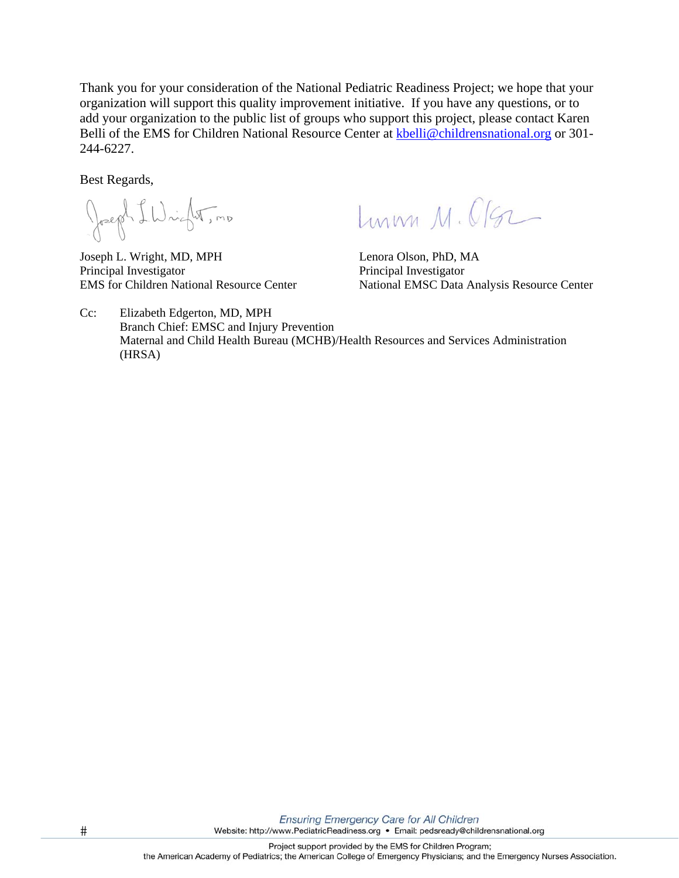Thank you for your consideration of the National Pediatric Readiness Project; we hope that your organization will support this quality improvement initiative. If you have any questions, or to add your organization to the public list of groups who support this project, please contact Karen Belli of the EMS for Children National Resource Center at kbelli@childrensnational.org or 301-244-6227.

Best Regards,

Joseph L. Wright, MD, MPH
Principal Investigator
EMS for Children National Resource Center

Lenora Olson, PhD, MA
Principal Investigator
National EMSC Data Analysis Resource Center

Cc: Elizabeth Edgerton, MD, MPH
Branch Chief: EMSC and Injury Prevention
Maternal and Child Health Bureau (MCHB)/Health Resources and Services Administration (HRSA)

*Ensuring Emergency Care for All Children*

Website: http://www.PediatricReadiness.org • Email: pedsready@childrensnational.org

Project support provided by the EMS for Children Program;
the American Academy of Pediatrics; the American College of Emergency Physicians; and the Emergency Nurses Association.